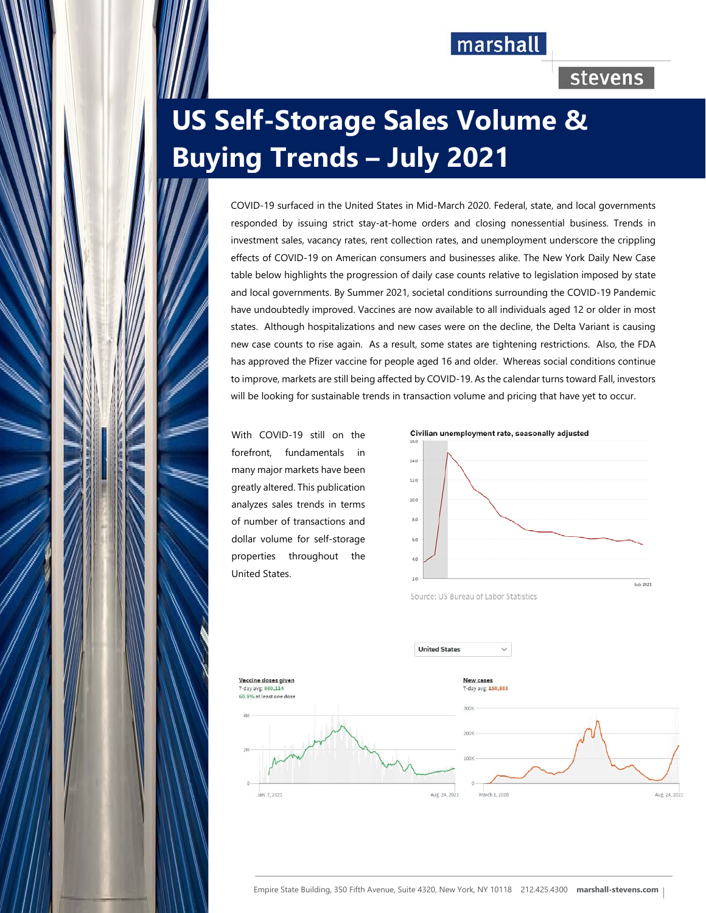# US Self-Storage Sales Volume & Buying Trends – July 2021

COVID-19 surfaced in the United States in Mid-March 2020. Federal, state, and local governments responded by issuing strict stay-at-home orders and closing nonessential business. Trends in investment sales, vacancy rates, rent collection rates, and unemployment underscore the crippling effects of COVID-19 on American consumers and businesses alike. The New York Daily New Case table below highlights the progression of daily case counts relative to legislation imposed by state and local governments. By Summer 2021, societal conditions surrounding the COVID-19 Pandemic have undoubtedly improved. Vaccines are now available to all individuals aged 12 or older in most states. Although hospitalizations and new cases were on the decline, the Delta Variant is causing new case counts to rise again. As a result, some states are tightening restrictions. Also, the FDA has approved the Pfizer vaccine for people aged 16 and older. Whereas social conditions continue to improve, markets are still being affected by COVID-19. As the calendar turns toward Fall, investors will be looking for sustainable trends in transaction volume and pricing that have yet to occur.

With COVID-19 still on the forefront, fundamentals in many major markets have been greatly altered. This publication analyzes sales trends in terms of number of transactions and dollar volume for self-storage properties throughout the United States.

Civilian unemployment rate, seasonally adjusted

Source: US Bureau of Labor Statistics

United States

Vaccine doses given
7-day avg: 860,114
60.9% at least one dose

New cases
7-day avg: 150,883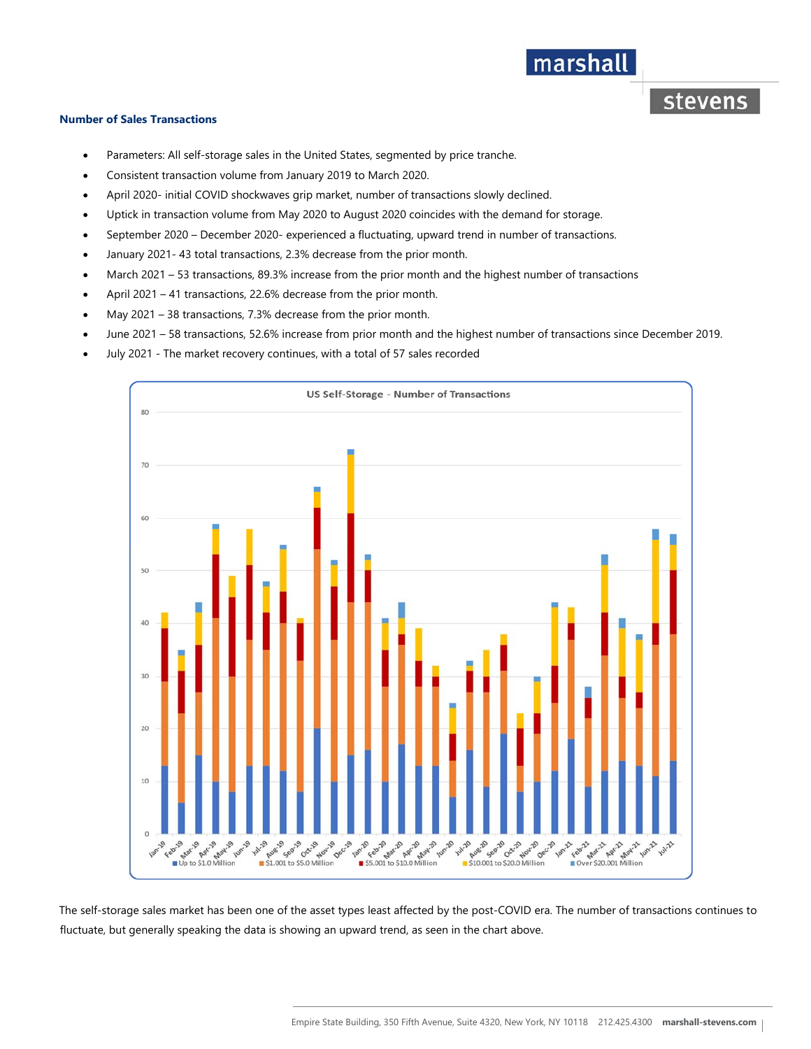## Number of Sales Transactions

- Parameters: All self-storage sales in the United States, segmented by price tranche.
- Consistent transaction volume from January 2019 to March 2020.
- April 2020- initial COVID shockwaves grip market, number of transactions slowly declined.
- Uptick in transaction volume from May 2020 to August 2020 coincides with the demand for storage.
- September 2020 – December 2020- experienced a fluctuating, upward trend in number of transactions.
- January 2021- 43 total transactions, 2.3% decrease from the prior month.
- March 2021 – 53 transactions, 89.3% increase from the prior month and the highest number of transactions
- April 2021 – 41 transactions, 22.6% decrease from the prior month.
- May 2021 – 38 transactions, 7.3% decrease from the prior month.
- June 2021 – 58 transactions, 52.6% increase from prior month and the highest number of transactions since December 2019.
- July 2021 - The market recovery continues, with a total of 57 sales recorded

US Self-Storage - Number of Transactions

Legend: Up to $1.0 Million; $1.001 to $5.0 Million; $5.001 to $10.0 Million; $10.001 to $20.0 Million; Over $20.001 Million

The self-storage sales market has been one of the asset types least affected by the post-COVID era. The number of transactions continues to fluctuate, but generally speaking the data is showing an upward trend, as seen in the chart above.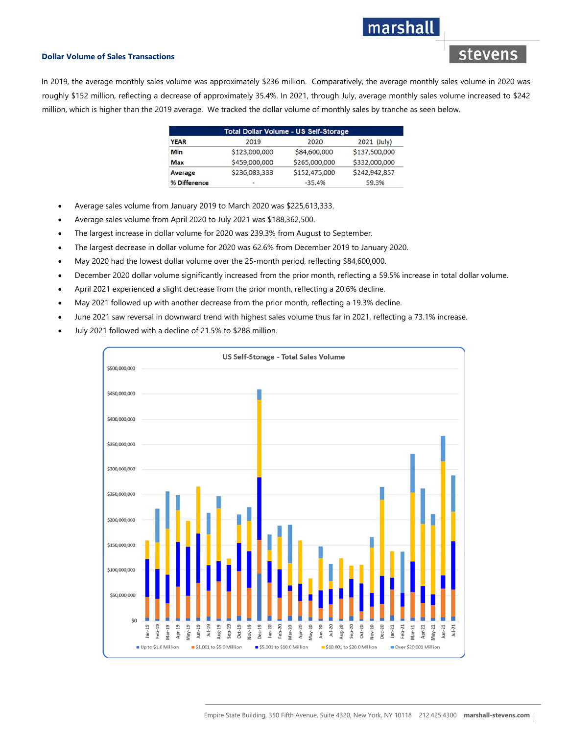## Dollar Volume of Sales Transactions

In 2019, the average monthly sales volume was approximately $236 million. Comparatively, the average monthly sales volume in 2020 was roughly $152 million, reflecting a decrease of approximately 35.4%. In 2021, through July, average monthly sales volume increased to $242 million, which is higher than the 2019 average. We tracked the dollar volume of monthly sales by tranche as seen below.

| Total Dollar Volume - US Self-Storage | | | |
|---|---|---|---|
| **YEAR** | 2019 | 2020 | 2021 (July) |
| **Min** | $123,000,000 | $84,600,000 | $137,500,000 |
| **Max** | $459,000,000 | $265,000,000 | $332,000,000 |
| **Average** | $236,083,333 | $152,475,000 | $242,942,857 |
| **% Difference** | - | -35.4% | 59.3% |

- Average sales volume from January 2019 to March 2020 was $225,613,333.
- Average sales volume from April 2020 to July 2021 was $188,362,500.
- The largest increase in dollar volume for 2020 was 239.3% from August to September.
- The largest decrease in dollar volume for 2020 was 62.6% from December 2019 to January 2020.
- May 2020 had the lowest dollar volume over the 25-month period, reflecting $84,600,000.
- December 2020 dollar volume significantly increased from the prior month, reflecting a 59.5% increase in total dollar volume.
- April 2021 experienced a slight decrease from the prior month, reflecting a 20.6% decline.
- May 2021 followed up with another decrease from the prior month, reflecting a 19.3% decline.
- June 2021 saw reversal in downward trend with highest sales volume thus far in 2021, reflecting a 73.1% increase.
- July 2021 followed with a decline of 21.5% to $288 million.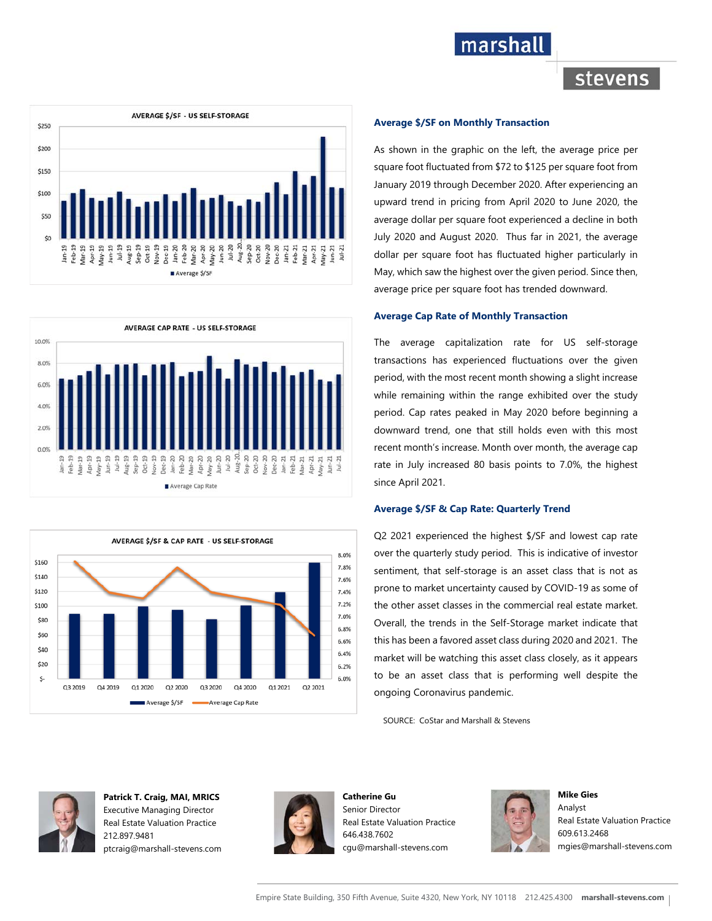AVERAGE $/SF - US SELF-STORAGE

$250
$200
$150
$100
$50
$0

Jan-19 Feb-19 Mar-19 Apr-19 May-19 Jun-19 Jul-19 Aug-19 Sep-19 Oct-19 Nov-19 Dec-19 Jan-20 Feb-20 Mar-20 Apr-20 May-20 Jun-20 Jul-20 Aug-20 Sep-20 Oct-20 Nov-20 Dec-20 Jan-21 Feb-21 Mar-21 Apr-21 May-21 Jun-21 Jul-21

Average $/SF

### Average $/SF on Monthly Transaction

As shown in the graphic on the left, the average price per square foot fluctuated from $72 to $125 per square foot from January 2019 through December 2020. After experiencing an upward trend in pricing from April 2020 to June 2020, the average dollar per square foot experienced a decline in both July 2020 and August 2020. Thus far in 2021, the average dollar per square foot has fluctuated higher particularly in May, which saw the highest over the given period. Since then, average price per square foot has trended downward.

AVERAGE CAP RATE - US SELF-STORAGE

10.0%
8.0%
6.0%
4.0%
2.0%
0.0%

Jan-19 Feb-19 Mar-19 Apr-19 May-19 Jun-19 Jul-19 Aug-19 Sep-19 Oct-19 Nov-19 Dec-19 Jan-20 Feb-20 Mar-20 Apr-20 May-20 Jun-20 Jul-20 Aug-20 Sep-20 Oct-20 Nov-20 Dec-20 Jan-21 Feb-21 Mar-21 Apr-21 May-21 Jun-21 Jul-21

Average Cap Rate

### Average Cap Rate of Monthly Transaction

The average capitalization rate for US self-storage transactions has experienced fluctuations over the given period, with the most recent month showing a slight increase while remaining within the range exhibited over the study period. Cap rates peaked in May 2020 before beginning a downward trend, one that still holds even with this most recent month's increase. Month over month, the average cap rate in July increased 80 basis points to 7.0%, the highest since April 2021.

AVERAGE $/SF & CAP RATE - US SELF-STORAGE

$160
$140
$120
$100
$80
$60
$40
$20
$-

8.0%
7.8%
7.6%
7.4%
7.2%
7.0%
6.8%
6.6%
6.4%
6.2%
6.0%

Q3 2019 Q4 2019 Q1 2020 Q2 2020 Q3 2020 Q4 2020 Q1 2021 Q2 2021

Average $/SF Average Cap Rate

### Average $/SF & Cap Rate: Quarterly Trend

Q2 2021 experienced the highest $/SF and lowest cap rate over the quarterly study period. This is indicative of investor sentiment, that self-storage is an asset class that is not as prone to market uncertainty caused by COVID-19 as some of the other asset classes in the commercial real estate market. Overall, the trends in the Self-Storage market indicate that this has been a favored asset class during 2020 and 2021. The market will be watching this asset class closely, as it appears to be an asset class that is performing well despite the ongoing Coronavirus pandemic.

SOURCE: CoStar and Marshall & Stevens

**Patrick T. Craig, MAI, MRICS**
Executive Managing Director
Real Estate Valuation Practice
212.897.9481
ptcraig@marshall-stevens.com

**Catherine Gu**
Senior Director
Real Estate Valuation Practice
646.438.7602
cgu@marshall-stevens.com

**Mike Gies**
Analyst
Real Estate Valuation Practice
609.613.2468
mgies@marshall-stevens.com

Empire State Building, 350 Fifth Avenue, Suite 4320, New York, NY 10118 212.425.4300 **marshall-stevens.com**